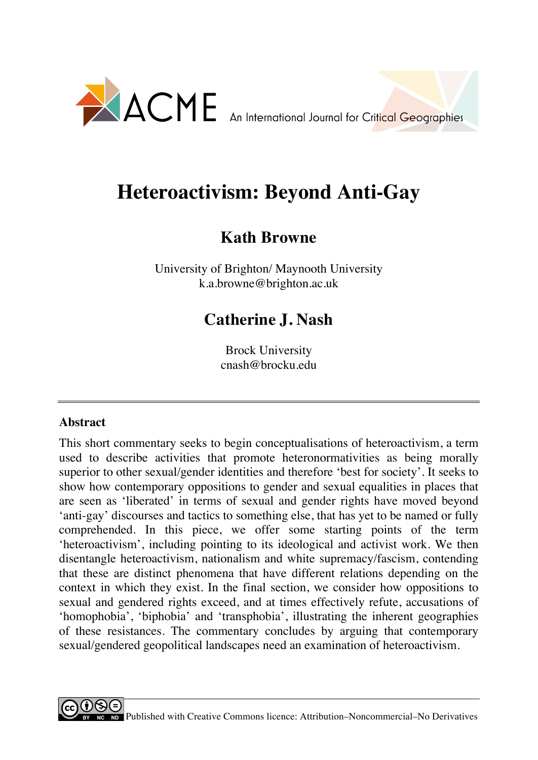# Heteroactivism: Beyond Anti-Gay

## Kath Browne

University of Brighton/ Maynooth University
k.a.browne@brighton.ac.uk

## Catherine J. Nash

Brock University
cnash@brocku.edu

---

### Abstract

This short commentary seeks to begin conceptualisations of heteroactivism, a term used to describe activities that promote heteronormativities as being morally superior to other sexual/gender identities and therefore 'best for society'. It seeks to show how contemporary oppositions to gender and sexual equalities in places that are seen as 'liberated' in terms of sexual and gender rights have moved beyond 'anti-gay' discourses and tactics to something else, that has yet to be named or fully comprehended. In this piece, we offer some starting points of the term 'heteroactivism', including pointing to its ideological and activist work. We then disentangle heteroactivism, nationalism and white supremacy/fascism, contending that these are distinct phenomena that have different relations depending on the context in which they exist. In the final section, we consider how oppositions to sexual and gendered rights exceed, and at times effectively refute, accusations of 'homophobia', 'biphobia' and 'transphobia', illustrating the inherent geographies of these resistances. The commentary concludes by arguing that contemporary sexual/gendered geopolitical landscapes need an examination of heteroactivism.

Published with Creative Commons licence: Attribution–Noncommercial–No Derivatives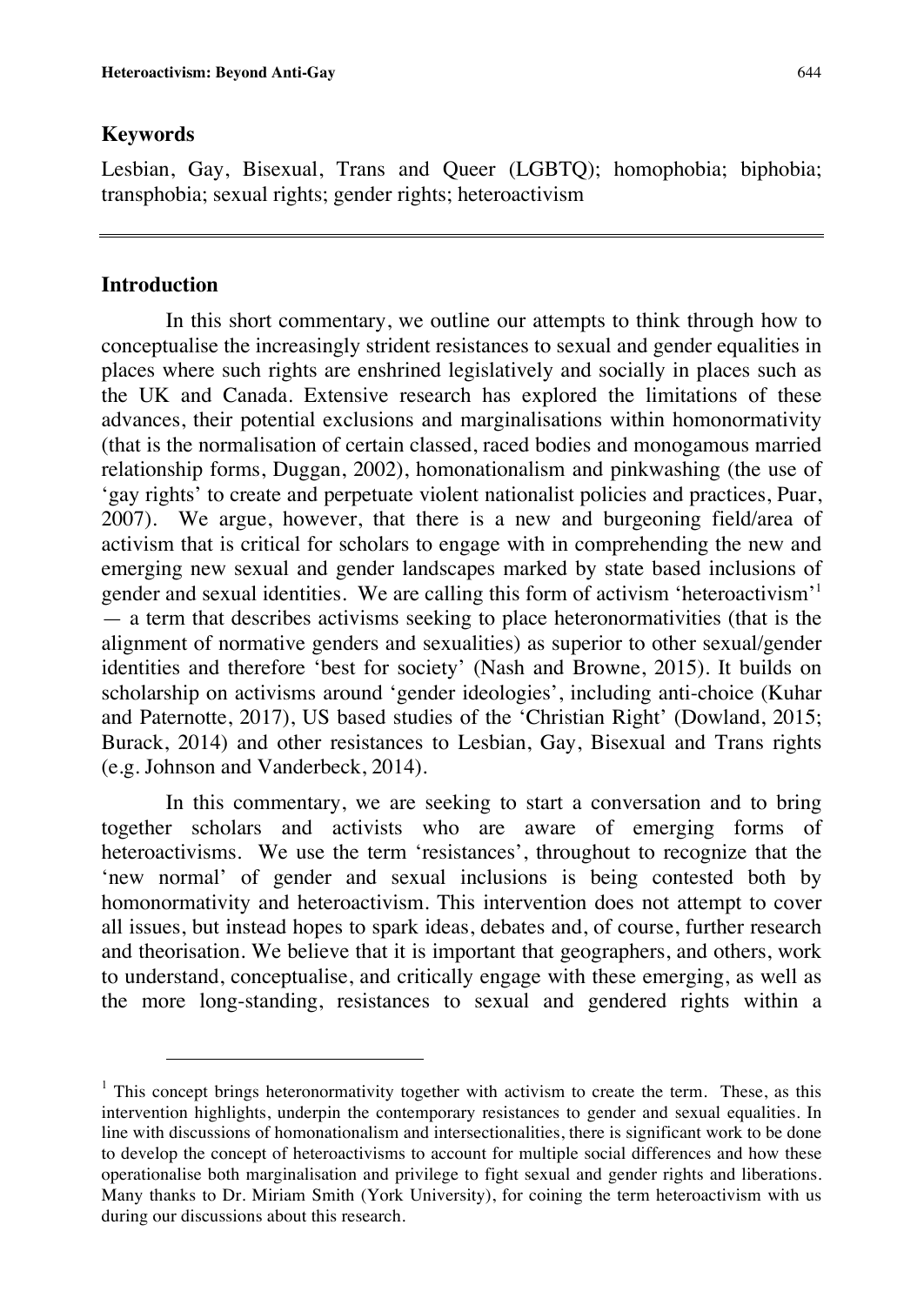## Keywords

Lesbian, Gay, Bisexual, Trans and Queer (LGBTQ); homophobia; biphobia; transphobia; sexual rights; gender rights; heteroactivism

## Introduction

In this short commentary, we outline our attempts to think through how to conceptualise the increasingly strident resistances to sexual and gender equalities in places where such rights are enshrined legislatively and socially in places such as the UK and Canada. Extensive research has explored the limitations of these advances, their potential exclusions and marginalisations within homonormativity (that is the normalisation of certain classed, raced bodies and monogamous married relationship forms, Duggan, 2002), homonationalism and pinkwashing (the use of 'gay rights' to create and perpetuate violent nationalist policies and practices, Puar, 2007). We argue, however, that there is a new and burgeoning field/area of activism that is critical for scholars to engage with in comprehending the new and emerging new sexual and gender landscapes marked by state based inclusions of gender and sexual identities. We are calling this form of activism 'heteroactivism'[1] — a term that describes activisms seeking to place heteronormativities (that is the alignment of normative genders and sexualities) as superior to other sexual/gender identities and therefore 'best for society' (Nash and Browne, 2015). It builds on scholarship on activisms around 'gender ideologies', including anti-choice (Kuhar and Paternotte, 2017), US based studies of the 'Christian Right' (Dowland, 2015; Burack, 2014) and other resistances to Lesbian, Gay, Bisexual and Trans rights (e.g. Johnson and Vanderbeck, 2014).

In this commentary, we are seeking to start a conversation and to bring together scholars and activists who are aware of emerging forms of heteroactivisms. We use the term 'resistances', throughout to recognize that the 'new normal' of gender and sexual inclusions is being contested both by homonormativity and heteroactivism. This intervention does not attempt to cover all issues, but instead hopes to spark ideas, debates and, of course, further research and theorisation. We believe that it is important that geographers, and others, work to understand, conceptualise, and critically engage with these emerging, as well as the more long-standing, resistances to sexual and gendered rights within a

[1] This concept brings heteronormativity together with activism to create the term. These, as this intervention highlights, underpin the contemporary resistances to gender and sexual equalities. In line with discussions of homonationalism and intersectionalities, there is significant work to be done to develop the concept of heteroactivisms to account for multiple social differences and how these operationalise both marginalisation and privilege to fight sexual and gender rights and liberations. Many thanks to Dr. Miriam Smith (York University), for coining the term heteroactivism with us during our discussions about this research.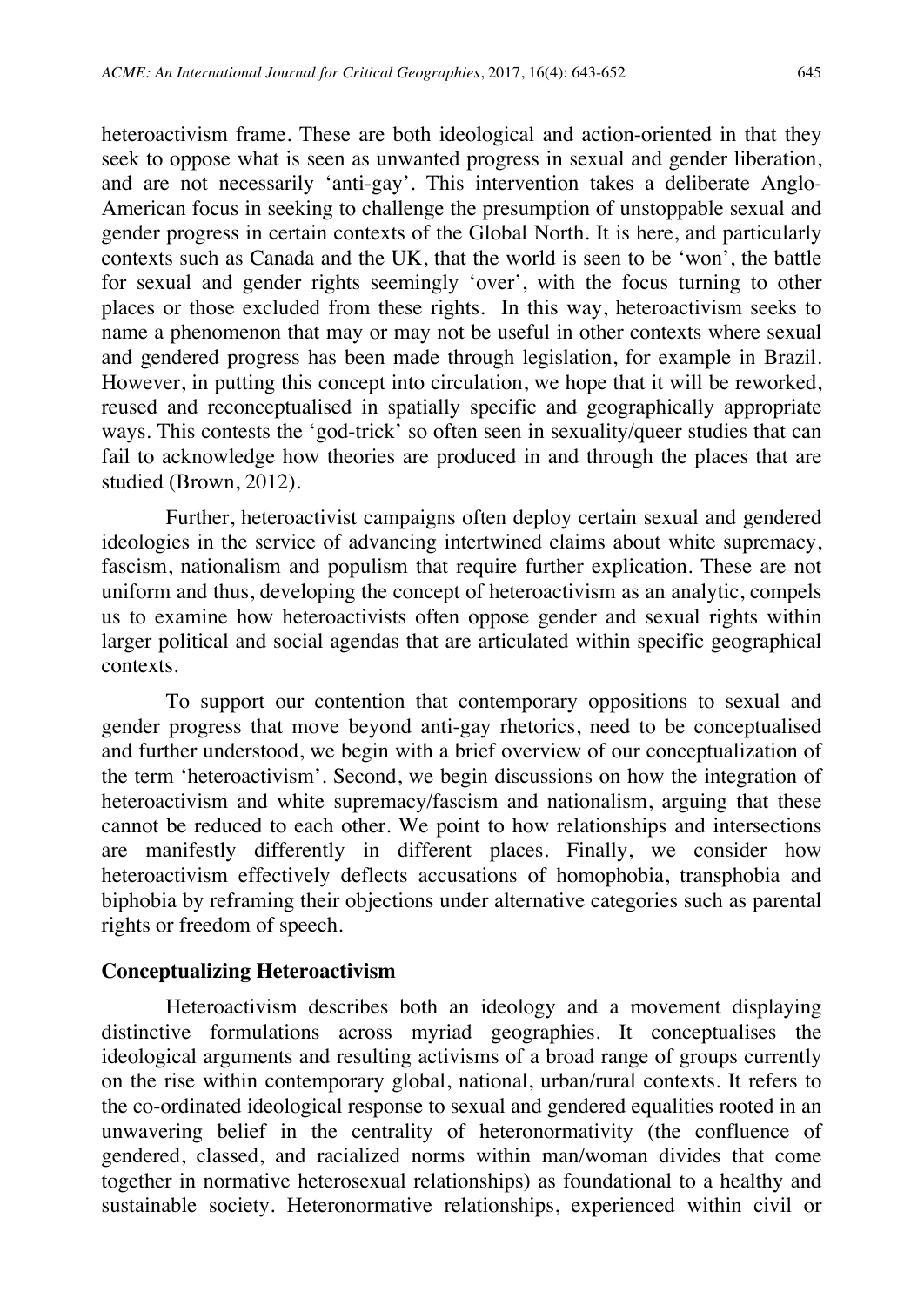heteroactivism frame. These are both ideological and action-oriented in that they seek to oppose what is seen as unwanted progress in sexual and gender liberation, and are not necessarily 'anti-gay'. This intervention takes a deliberate Anglo-American focus in seeking to challenge the presumption of unstoppable sexual and gender progress in certain contexts of the Global North. It is here, and particularly contexts such as Canada and the UK, that the world is seen to be 'won', the battle for sexual and gender rights seemingly 'over', with the focus turning to other places or those excluded from these rights. In this way, heteroactivism seeks to name a phenomenon that may or may not be useful in other contexts where sexual and gendered progress has been made through legislation, for example in Brazil. However, in putting this concept into circulation, we hope that it will be reworked, reused and reconceptualised in spatially specific and geographically appropriate ways. This contests the 'god-trick' so often seen in sexuality/queer studies that can fail to acknowledge how theories are produced in and through the places that are studied (Brown, 2012).

Further, heteroactivist campaigns often deploy certain sexual and gendered ideologies in the service of advancing intertwined claims about white supremacy, fascism, nationalism and populism that require further explication. These are not uniform and thus, developing the concept of heteroactivism as an analytic, compels us to examine how heteroactivists often oppose gender and sexual rights within larger political and social agendas that are articulated within specific geographical contexts.

To support our contention that contemporary oppositions to sexual and gender progress that move beyond anti-gay rhetorics, need to be conceptualised and further understood, we begin with a brief overview of our conceptualization of the term 'heteroactivism'. Second, we begin discussions on how the integration of heteroactivism and white supremacy/fascism and nationalism, arguing that these cannot be reduced to each other. We point to how relationships and intersections are manifestly differently in different places. Finally, we consider how heteroactivism effectively deflects accusations of homophobia, transphobia and biphobia by reframing their objections under alternative categories such as parental rights or freedom of speech.

## Conceptualizing Heteroactivism

Heteroactivism describes both an ideology and a movement displaying distinctive formulations across myriad geographies. It conceptualises the ideological arguments and resulting activisms of a broad range of groups currently on the rise within contemporary global, national, urban/rural contexts. It refers to the co-ordinated ideological response to sexual and gendered equalities rooted in an unwavering belief in the centrality of heteronormativity (the confluence of gendered, classed, and racialized norms within man/woman divides that come together in normative heterosexual relationships) as foundational to a healthy and sustainable society. Heteronormative relationships, experienced within civil or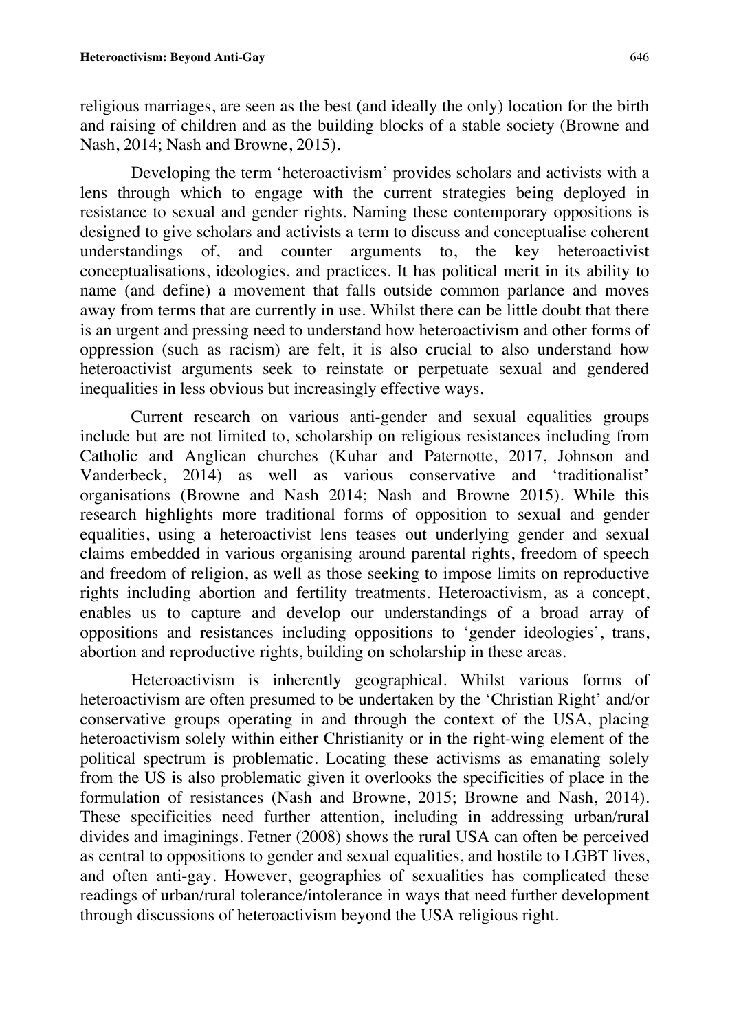religious marriages, are seen as the best (and ideally the only) location for the birth and raising of children and as the building blocks of a stable society (Browne and Nash, 2014; Nash and Browne, 2015).

Developing the term 'heteroactivism' provides scholars and activists with a lens through which to engage with the current strategies being deployed in resistance to sexual and gender rights. Naming these contemporary oppositions is designed to give scholars and activists a term to discuss and conceptualise coherent understandings of, and counter arguments to, the key heteroactivist conceptualisations, ideologies, and practices. It has political merit in its ability to name (and define) a movement that falls outside common parlance and moves away from terms that are currently in use. Whilst there can be little doubt that there is an urgent and pressing need to understand how heteroactivism and other forms of oppression (such as racism) are felt, it is also crucial to also understand how heteroactivist arguments seek to reinstate or perpetuate sexual and gendered inequalities in less obvious but increasingly effective ways.

Current research on various anti-gender and sexual equalities groups include but are not limited to, scholarship on religious resistances including from Catholic and Anglican churches (Kuhar and Paternotte, 2017, Johnson and Vanderbeck, 2014) as well as various conservative and 'traditionalist' organisations (Browne and Nash 2014; Nash and Browne 2015). While this research highlights more traditional forms of opposition to sexual and gender equalities, using a heteroactivist lens teases out underlying gender and sexual claims embedded in various organising around parental rights, freedom of speech and freedom of religion, as well as those seeking to impose limits on reproductive rights including abortion and fertility treatments. Heteroactivism, as a concept, enables us to capture and develop our understandings of a broad array of oppositions and resistances including oppositions to 'gender ideologies', trans, abortion and reproductive rights, building on scholarship in these areas.

Heteroactivism is inherently geographical. Whilst various forms of heteroactivism are often presumed to be undertaken by the 'Christian Right' and/or conservative groups operating in and through the context of the USA, placing heteroactivism solely within either Christianity or in the right-wing element of the political spectrum is problematic. Locating these activisms as emanating solely from the US is also problematic given it overlooks the specificities of place in the formulation of resistances (Nash and Browne, 2015; Browne and Nash, 2014). These specificities need further attention, including in addressing urban/rural divides and imaginings. Fetner (2008) shows the rural USA can often be perceived as central to oppositions to gender and sexual equalities, and hostile to LGBT lives, and often anti-gay. However, geographies of sexualities has complicated these readings of urban/rural tolerance/intolerance in ways that need further development through discussions of heteroactivism beyond the USA religious right.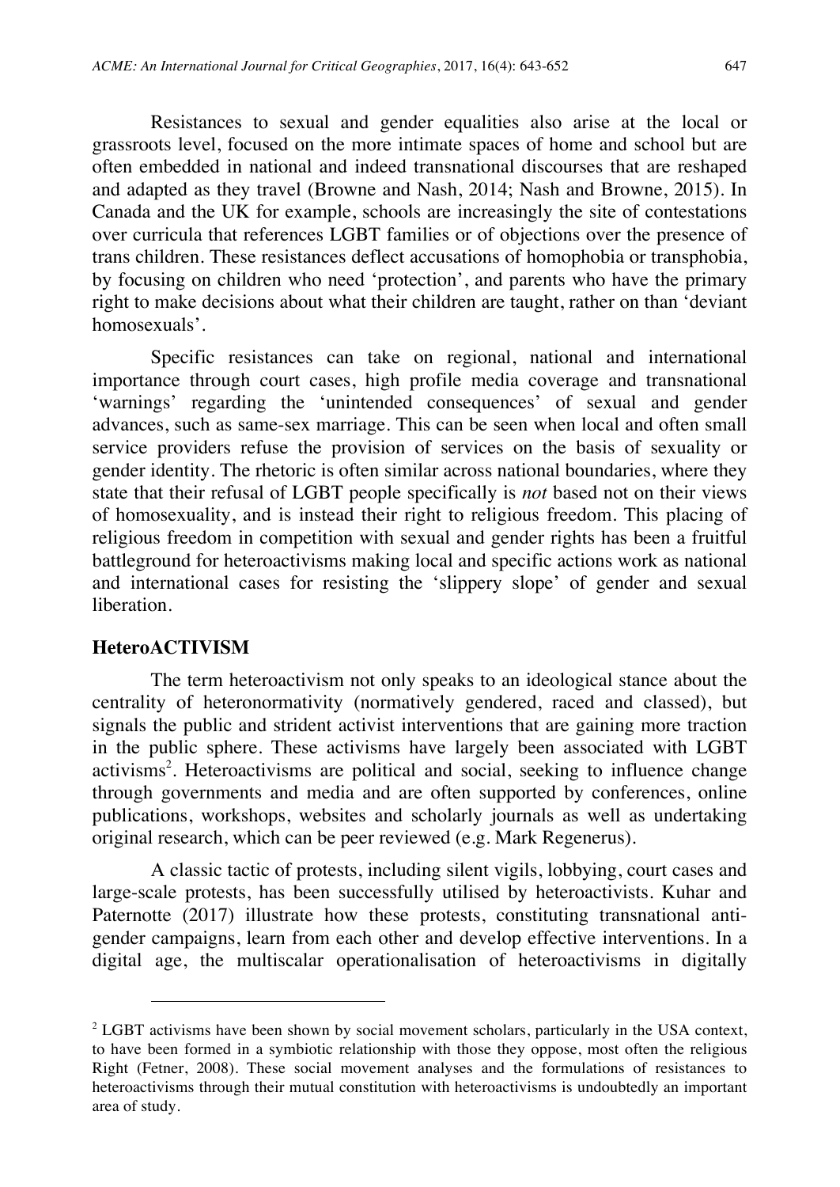Resistances to sexual and gender equalities also arise at the local or grassroots level, focused on the more intimate spaces of home and school but are often embedded in national and indeed transnational discourses that are reshaped and adapted as they travel (Browne and Nash, 2014; Nash and Browne, 2015). In Canada and the UK for example, schools are increasingly the site of contestations over curricula that references LGBT families or of objections over the presence of trans children. These resistances deflect accusations of homophobia or transphobia, by focusing on children who need 'protection', and parents who have the primary right to make decisions about what their children are taught, rather on than 'deviant homosexuals'.

Specific resistances can take on regional, national and international importance through court cases, high profile media coverage and transnational 'warnings' regarding the 'unintended consequences' of sexual and gender advances, such as same-sex marriage. This can be seen when local and often small service providers refuse the provision of services on the basis of sexuality or gender identity. The rhetoric is often similar across national boundaries, where they state that their refusal of LGBT people specifically is *not* based not on their views of homosexuality, and is instead their right to religious freedom. This placing of religious freedom in competition with sexual and gender rights has been a fruitful battleground for heteroactivisms making local and specific actions work as national and international cases for resisting the 'slippery slope' of gender and sexual liberation.

## HeteroACTIVISM

The term heteroactivism not only speaks to an ideological stance about the centrality of heteronormativity (normatively gendered, raced and classed), but signals the public and strident activist interventions that are gaining more traction in the public sphere. These activisms have largely been associated with LGBT activisms[2]. Heteroactivisms are political and social, seeking to influence change through governments and media and are often supported by conferences, online publications, workshops, websites and scholarly journals as well as undertaking original research, which can be peer reviewed (e.g. Mark Regenerus).

A classic tactic of protests, including silent vigils, lobbying, court cases and large-scale protests, has been successfully utilised by heteroactivists. Kuhar and Paternotte (2017) illustrate how these protests, constituting transnational anti-gender campaigns, learn from each other and develop effective interventions. In a digital age, the multiscalar operationalisation of heteroactivisms in digitally

---

[2] LGBT activisms have been shown by social movement scholars, particularly in the USA context, to have been formed in a symbiotic relationship with those they oppose, most often the religious Right (Fetner, 2008). These social movement analyses and the formulations of resistances to heteroactivisms through their mutual constitution with heteroactivisms is undoubtedly an important area of study.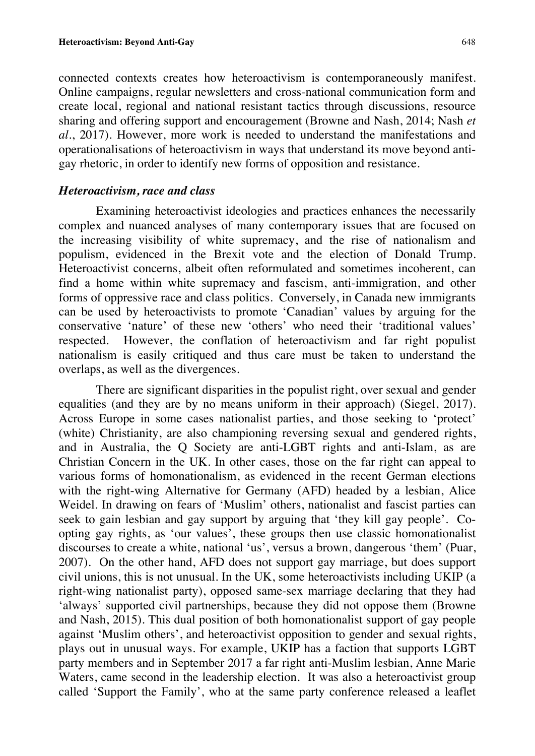connected contexts creates how heteroactivism is contemporaneously manifest. Online campaigns, regular newsletters and cross-national communication form and create local, regional and national resistant tactics through discussions, resource sharing and offering support and encouragement (Browne and Nash, 2014; Nash *et al*., 2017). However, more work is needed to understand the manifestations and operationalisations of heteroactivism in ways that understand its move beyond anti-gay rhetoric, in order to identify new forms of opposition and resistance.

### *Heteroactivism, race and class*

Examining heteroactivist ideologies and practices enhances the necessarily complex and nuanced analyses of many contemporary issues that are focused on the increasing visibility of white supremacy, and the rise of nationalism and populism, evidenced in the Brexit vote and the election of Donald Trump. Heteroactivist concerns, albeit often reformulated and sometimes incoherent, can find a home within white supremacy and fascism, anti-immigration, and other forms of oppressive race and class politics. Conversely, in Canada new immigrants can be used by heteroactivists to promote 'Canadian' values by arguing for the conservative 'nature' of these new 'others' who need their 'traditional values' respected. However, the conflation of heteroactivism and far right populist nationalism is easily critiqued and thus care must be taken to understand the overlaps, as well as the divergences.

There are significant disparities in the populist right, over sexual and gender equalities (and they are by no means uniform in their approach) (Siegel, 2017). Across Europe in some cases nationalist parties, and those seeking to 'protect' (white) Christianity, are also championing reversing sexual and gendered rights, and in Australia, the Q Society are anti-LGBT rights and anti-Islam, as are Christian Concern in the UK. In other cases, those on the far right can appeal to various forms of homonationalism, as evidenced in the recent German elections with the right-wing Alternative for Germany (AFD) headed by a lesbian, Alice Weidel. In drawing on fears of 'Muslim' others, nationalist and fascist parties can seek to gain lesbian and gay support by arguing that 'they kill gay people'. Co-opting gay rights, as 'our values', these groups then use classic homonationalist discourses to create a white, national 'us', versus a brown, dangerous 'them' (Puar, 2007). On the other hand, AFD does not support gay marriage, but does support civil unions, this is not unusual. In the UK, some heteroactivists including UKIP (a right-wing nationalist party), opposed same-sex marriage declaring that they had 'always' supported civil partnerships, because they did not oppose them (Browne and Nash, 2015). This dual position of both homonationalist support of gay people against 'Muslim others', and heteroactivist opposition to gender and sexual rights, plays out in unusual ways. For example, UKIP has a faction that supports LGBT party members and in September 2017 a far right anti-Muslim lesbian, Anne Marie Waters, came second in the leadership election. It was also a heteroactivist group called 'Support the Family', who at the same party conference released a leaflet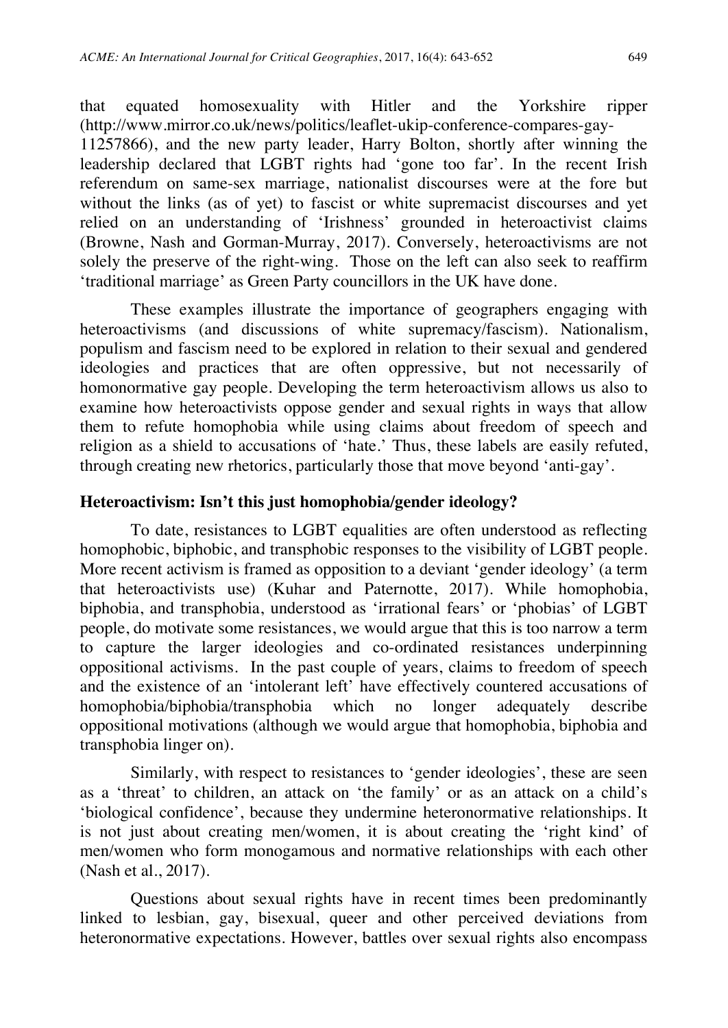that equated homosexuality with Hitler and the Yorkshire ripper (http://www.mirror.co.uk/news/politics/leaflet-ukip-conference-compares-gay-11257866), and the new party leader, Harry Bolton, shortly after winning the leadership declared that LGBT rights had 'gone too far'. In the recent Irish referendum on same-sex marriage, nationalist discourses were at the fore but without the links (as of yet) to fascist or white supremacist discourses and yet relied on an understanding of 'Irishness' grounded in heteroactivist claims (Browne, Nash and Gorman-Murray, 2017). Conversely, heteroactivisms are not solely the preserve of the right-wing. Those on the left can also seek to reaffirm 'traditional marriage' as Green Party councillors in the UK have done.

These examples illustrate the importance of geographers engaging with heteroactivisms (and discussions of white supremacy/fascism). Nationalism, populism and fascism need to be explored in relation to their sexual and gendered ideologies and practices that are often oppressive, but not necessarily of homonormative gay people. Developing the term heteroactivism allows us also to examine how heteroactivists oppose gender and sexual rights in ways that allow them to refute homophobia while using claims about freedom of speech and religion as a shield to accusations of 'hate.' Thus, these labels are easily refuted, through creating new rhetorics, particularly those that move beyond 'anti-gay'.

## Heteroactivism: Isn't this just homophobia/gender ideology?

To date, resistances to LGBT equalities are often understood as reflecting homophobic, biphobic, and transphobic responses to the visibility of LGBT people. More recent activism is framed as opposition to a deviant 'gender ideology' (a term that heteroactivists use) (Kuhar and Paternotte, 2017). While homophobia, biphobia, and transphobia, understood as 'irrational fears' or 'phobias' of LGBT people, do motivate some resistances, we would argue that this is too narrow a term to capture the larger ideologies and co-ordinated resistances underpinning oppositional activisms. In the past couple of years, claims to freedom of speech and the existence of an 'intolerant left' have effectively countered accusations of homophobia/biphobia/transphobia which no longer adequately describe oppositional motivations (although we would argue that homophobia, biphobia and transphobia linger on).

Similarly, with respect to resistances to 'gender ideologies', these are seen as a 'threat' to children, an attack on 'the family' or as an attack on a child's 'biological confidence', because they undermine heteronormative relationships. It is not just about creating men/women, it is about creating the 'right kind' of men/women who form monogamous and normative relationships with each other (Nash et al., 2017).

Questions about sexual rights have in recent times been predominantly linked to lesbian, gay, bisexual, queer and other perceived deviations from heteronormative expectations. However, battles over sexual rights also encompass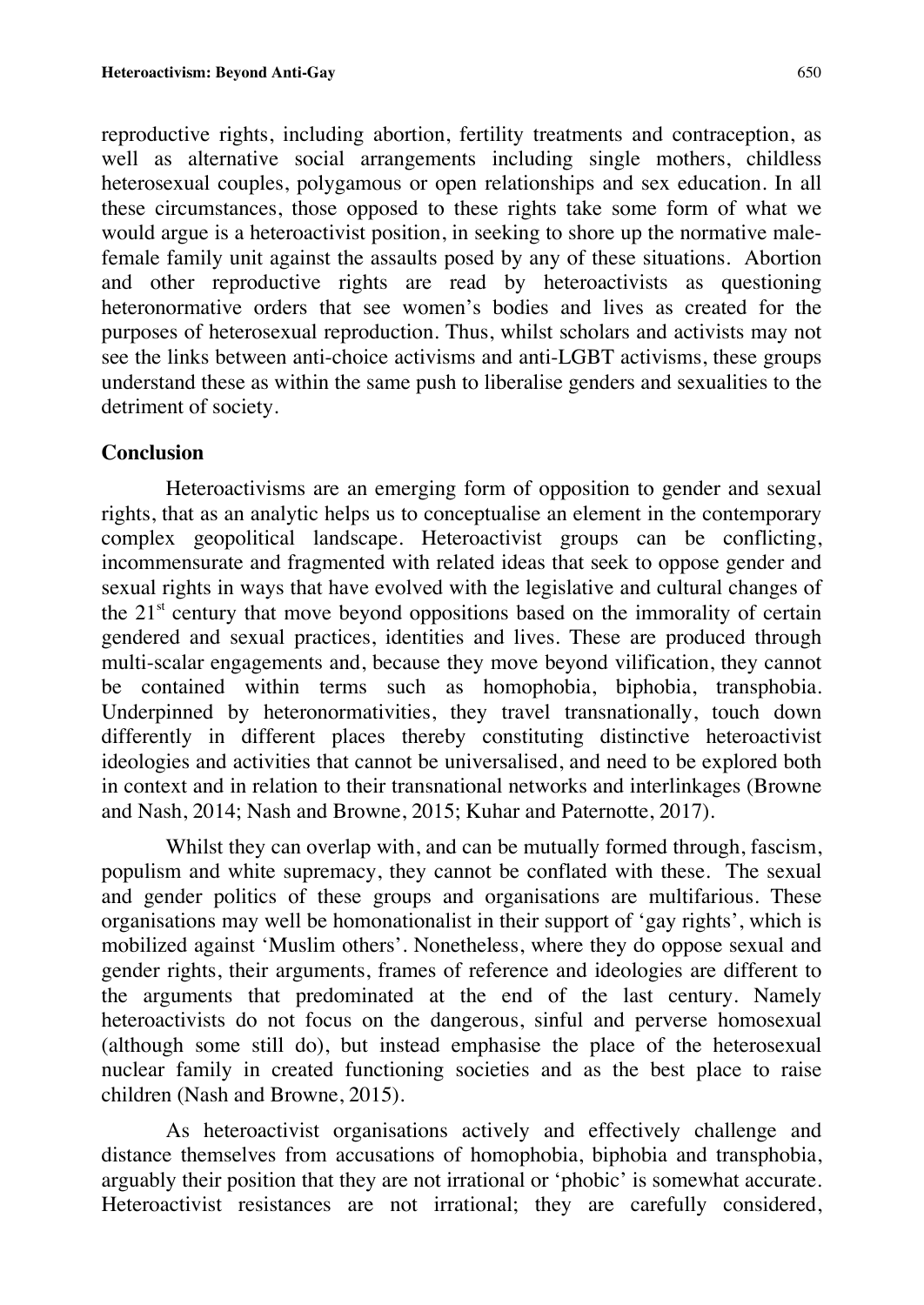reproductive rights, including abortion, fertility treatments and contraception, as well as alternative social arrangements including single mothers, childless heterosexual couples, polygamous or open relationships and sex education. In all these circumstances, those opposed to these rights take some form of what we would argue is a heteroactivist position, in seeking to shore up the normative male-female family unit against the assaults posed by any of these situations. Abortion and other reproductive rights are read by heteroactivists as questioning heteronormative orders that see women's bodies and lives as created for the purposes of heterosexual reproduction. Thus, whilst scholars and activists may not see the links between anti-choice activisms and anti-LGBT activisms, these groups understand these as within the same push to liberalise genders and sexualities to the detriment of society.

## Conclusion

Heteroactivisms are an emerging form of opposition to gender and sexual rights, that as an analytic helps us to conceptualise an element in the contemporary complex geopolitical landscape. Heteroactivist groups can be conflicting, incommensurate and fragmented with related ideas that seek to oppose gender and sexual rights in ways that have evolved with the legislative and cultural changes of the 21st century that move beyond oppositions based on the immorality of certain gendered and sexual practices, identities and lives. These are produced through multi-scalar engagements and, because they move beyond vilification, they cannot be contained within terms such as homophobia, biphobia, transphobia. Underpinned by heteronormativities, they travel transnationally, touch down differently in different places thereby constituting distinctive heteroactivist ideologies and activities that cannot be universalised, and need to be explored both in context and in relation to their transnational networks and interlinkages (Browne and Nash, 2014; Nash and Browne, 2015; Kuhar and Paternotte, 2017).

Whilst they can overlap with, and can be mutually formed through, fascism, populism and white supremacy, they cannot be conflated with these. The sexual and gender politics of these groups and organisations are multifarious. These organisations may well be homonationalist in their support of 'gay rights', which is mobilized against 'Muslim others'. Nonetheless, where they do oppose sexual and gender rights, their arguments, frames of reference and ideologies are different to the arguments that predominated at the end of the last century. Namely heteroactivists do not focus on the dangerous, sinful and perverse homosexual (although some still do), but instead emphasise the place of the heterosexual nuclear family in created functioning societies and as the best place to raise children (Nash and Browne, 2015).

As heteroactivist organisations actively and effectively challenge and distance themselves from accusations of homophobia, biphobia and transphobia, arguably their position that they are not irrational or 'phobic' is somewhat accurate. Heteroactivist resistances are not irrational; they are carefully considered,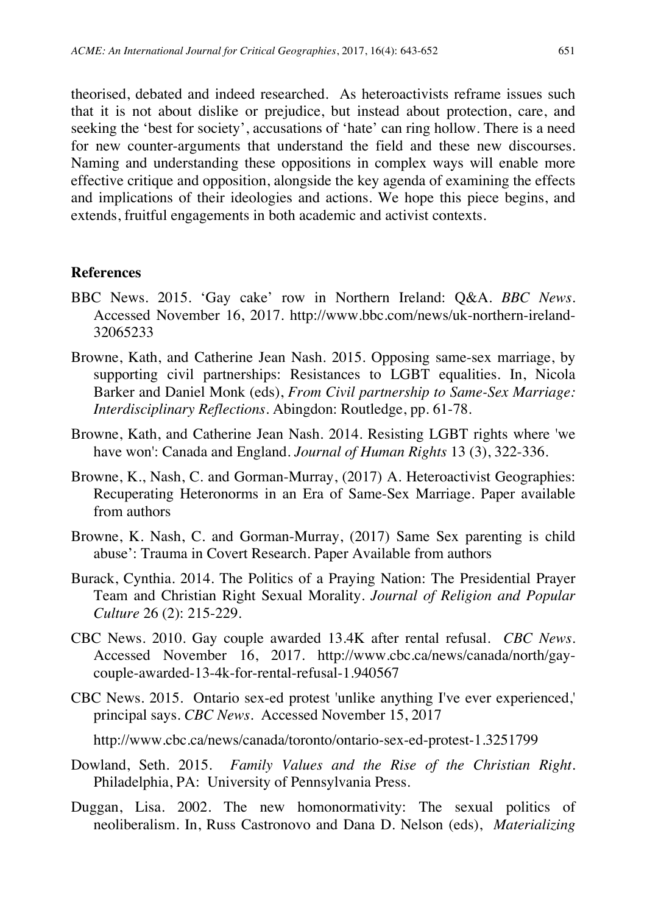theorised, debated and indeed researched. As heteroactivists reframe issues such that it is not about dislike or prejudice, but instead about protection, care, and seeking the 'best for society', accusations of 'hate' can ring hollow. There is a need for new counter-arguments that understand the field and these new discourses. Naming and understanding these oppositions in complex ways will enable more effective critique and opposition, alongside the key agenda of examining the effects and implications of their ideologies and actions. We hope this piece begins, and extends, fruitful engagements in both academic and activist contexts.

## References

BBC News. 2015. 'Gay cake' row in Northern Ireland: Q&A. *BBC News*. Accessed November 16, 2017. http://www.bbc.com/news/uk-northern-ireland-32065233

Browne, Kath, and Catherine Jean Nash. 2015. Opposing same-sex marriage, by supporting civil partnerships: Resistances to LGBT equalities. In, Nicola Barker and Daniel Monk (eds), *From Civil partnership to Same-Sex Marriage: Interdisciplinary Reflections*. Abingdon: Routledge, pp. 61-78.

Browne, Kath, and Catherine Jean Nash. 2014. Resisting LGBT rights where 'we have won': Canada and England. *Journal of Human Rights* 13 (3), 322-336.

Browne, K., Nash, C. and Gorman-Murray, (2017) A. Heteroactivist Geographies: Recuperating Heteronorms in an Era of Same-Sex Marriage. Paper available from authors

Browne, K. Nash, C. and Gorman-Murray, (2017) Same Sex parenting is child abuse': Trauma in Covert Research. Paper Available from authors

Burack, Cynthia. 2014. The Politics of a Praying Nation: The Presidential Prayer Team and Christian Right Sexual Morality. *Journal of Religion and Popular Culture* 26 (2): 215-229.

CBC News. 2010. Gay couple awarded 13.4K after rental refusal. *CBC News*. Accessed November 16, 2017. http://www.cbc.ca/news/canada/north/gay-couple-awarded-13-4k-for-rental-refusal-1.940567

CBC News. 2015. Ontario sex-ed protest 'unlike anything I've ever experienced,' principal says. *CBC News*. Accessed November 15, 2017

http://www.cbc.ca/news/canada/toronto/ontario-sex-ed-protest-1.3251799

Dowland, Seth. 2015. *Family Values and the Rise of the Christian Right*. Philadelphia, PA: University of Pennsylvania Press.

Duggan, Lisa. 2002. The new homonormativity: The sexual politics of neoliberalism. In, Russ Castronovo and Dana D. Nelson (eds), *Materializing*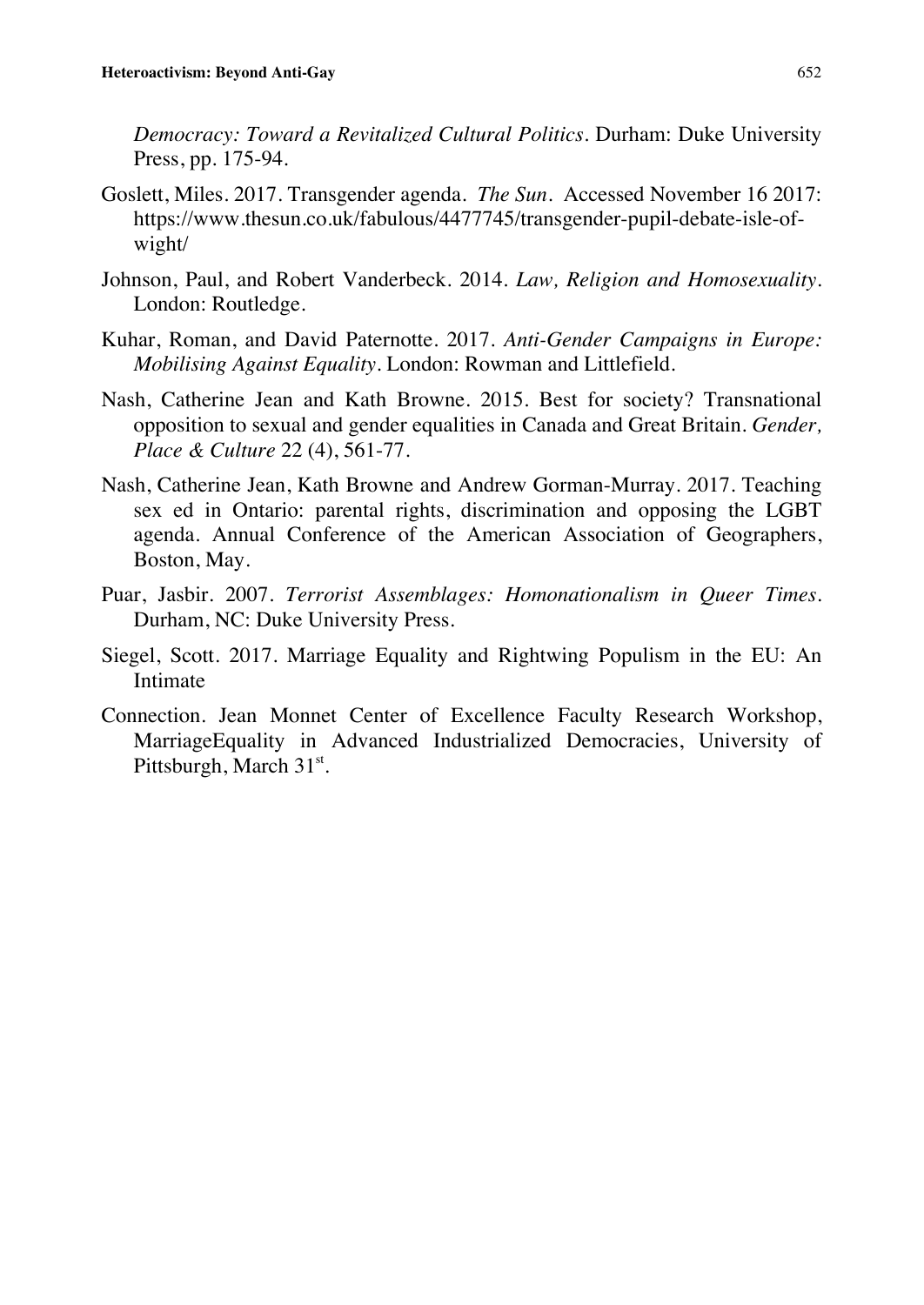*Democracy: Toward a Revitalized Cultural Politics*. Durham: Duke University Press, pp. 175-94.

Goslett, Miles. 2017. Transgender agenda. *The Sun*. Accessed November 16 2017: https://www.thesun.co.uk/fabulous/4477745/transgender-pupil-debate-isle-of-wight/

Johnson, Paul, and Robert Vanderbeck. 2014. *Law, Religion and Homosexuality*. London: Routledge.

Kuhar, Roman, and David Paternotte. 2017. *Anti-Gender Campaigns in Europe: Mobilising Against Equality*. London: Rowman and Littlefield.

Nash, Catherine Jean and Kath Browne. 2015. Best for society? Transnational opposition to sexual and gender equalities in Canada and Great Britain. *Gender, Place & Culture* 22 (4), 561-77.

Nash, Catherine Jean, Kath Browne and Andrew Gorman-Murray. 2017. Teaching sex ed in Ontario: parental rights, discrimination and opposing the LGBT agenda. Annual Conference of the American Association of Geographers, Boston, May.

Puar, Jasbir. 2007. *Terrorist Assemblages: Homonationalism in Queer Times*. Durham, NC: Duke University Press.

Siegel, Scott. 2017. Marriage Equality and Rightwing Populism in the EU: An Intimate

Connection. Jean Monnet Center of Excellence Faculty Research Workshop, MarriageEquality in Advanced Industrialized Democracies, University of Pittsburgh, March 31st.